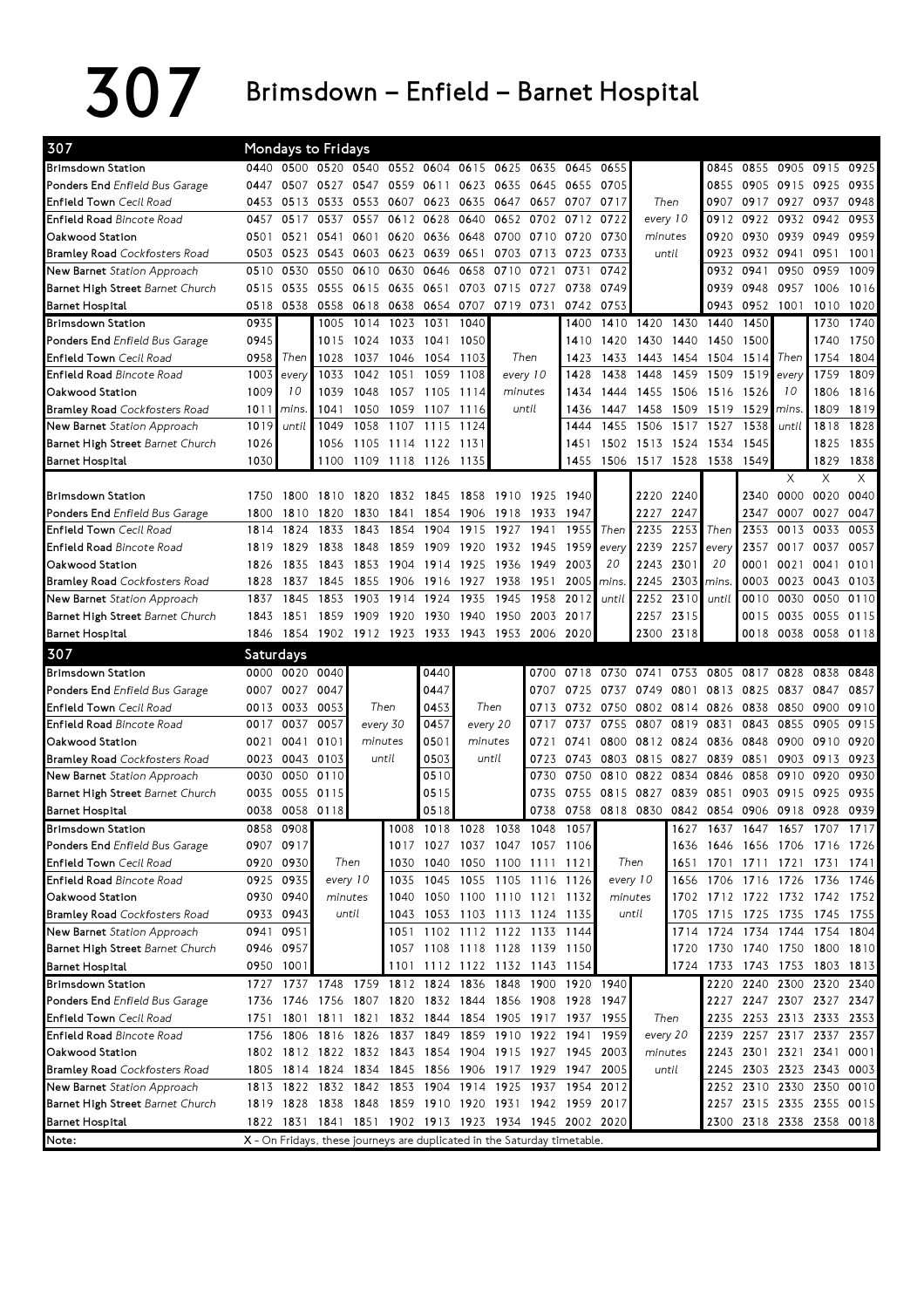# 307 Brimsdown – Enfield – Barnet Hospital

## 307 Mondays to Fridays

| Stop | | | | | | | | | | | | | | | | | | |
|---|---|---|---|---|---|---|---|---|---|---|---|---|---|---|---|---|---|---|
| Brimsdown Station | 0440 | 0500 | 0520 | 0540 | 0552 | 0604 | 0615 | 0625 | 0635 | 0645 | 0655 | | 0845 | 0855 | 0905 | 0915 | 0925 |
| Ponders End *Enfield Bus Garage* | 0447 | 0507 | 0527 | 0547 | 0559 | 0611 | 0623 | 0635 | 0645 | 0655 | 0705 | | 0855 | 0905 | 0915 | 0925 | 0935 |
| Enfield Town *Cecil Road* | 0453 | 0513 | 0533 | 0553 | 0607 | 0623 | 0635 | 0647 | 0657 | 0707 | 0717 | Then | 0907 | 0917 | 0927 | 0937 | 0948 |
| Enfield Road *Bincote Road* | 0457 | 0517 | 0537 | 0557 | 0612 | 0628 | 0640 | 0652 | 0702 | 0712 | 0722 | every 10 | 0912 | 0922 | 0932 | 0942 | 0953 |
| Oakwood Station | 0501 | 0521 | 0541 | 0601 | 0620 | 0636 | 0648 | 0700 | 0710 | 0720 | 0730 | minutes | 0920 | 0930 | 0939 | 0949 | 0959 |
| Bramley Road *Cockfosters Road* | 0503 | 0523 | 0543 | 0603 | 0623 | 0639 | 0651 | 0703 | 0713 | 0723 | 0733 | until | 0923 | 0932 | 0941 | 0951 | 1001 |
| New Barnet *Station Approach* | 0510 | 0530 | 0550 | 0610 | 0630 | 0646 | 0658 | 0710 | 0721 | 0731 | 0742 | | 0932 | 0941 | 0950 | 0959 | 1009 |
| Barnet High Street *Barnet Church* | 0515 | 0535 | 0555 | 0615 | 0635 | 0651 | 0703 | 0715 | 0727 | 0738 | 0749 | | 0939 | 0948 | 0957 | 1006 | 1016 |
| Barnet Hospital | 0518 | 0538 | 0558 | 0618 | 0638 | 0654 | 0707 | 0719 | 0731 | 0742 | 0753 | | 0943 | 0952 | 1001 | 1010 | 1020 |

| Stop | | | | | | | | | | | | | | | | | | |
|---|---|---|---|---|---|---|---|---|---|---|---|---|---|---|---|---|---|---|
| Brimsdown Station | 0935 | | 1005 | 1014 | 1023 | 1031 | 1040 | | 1400 | 1410 | 1420 | 1430 | 1440 | 1450 | | 1730 | 1740 |
| Ponders End *Enfield Bus Garage* | 0945 | | 1015 | 1024 | 1033 | 1041 | 1050 | | 1410 | 1420 | 1430 | 1440 | 1450 | 1500 | | 1740 | 1750 |
| Enfield Town *Cecil Road* | 0958 | Then | 1028 | 1037 | 1046 | 1054 | 1103 | Then | 1423 | 1433 | 1443 | 1454 | 1504 | 1514 | Then | 1754 | 1804 |
| Enfield Road *Bincote Road* | 1003 | every | 1033 | 1042 | 1051 | 1059 | 1108 | every 10 | 1428 | 1438 | 1448 | 1459 | 1509 | 1519 | every | 1759 | 1809 |
| Oakwood Station | 1009 | 10 | 1039 | 1048 | 1057 | 1105 | 1114 | minutes | 1434 | 1444 | 1455 | 1506 | 1516 | 1526 | 10 | 1806 | 1816 |
| Bramley Road *Cockfosters Road* | 1011 | mins. | 1041 | 1050 | 1059 | 1107 | 1116 | until | 1436 | 1447 | 1458 | 1509 | 1519 | 1529 | mins. | 1809 | 1819 |
| New Barnet *Station Approach* | 1019 | until | 1049 | 1058 | 1107 | 1115 | 1124 | | 1444 | 1455 | 1506 | 1517 | 1527 | 1538 | until | 1818 | 1828 |
| Barnet High Street *Barnet Church* | 1026 | | 1056 | 1105 | 1114 | 1122 | 1131 | | 1451 | 1502 | 1513 | 1524 | 1534 | 1545 | | 1825 | 1835 |
| Barnet Hospital | 1030 | | 1100 | 1109 | 1118 | 1126 | 1135 | | 1455 | 1506 | 1517 | 1528 | 1538 | 1549 | | 1829 | 1838 |

| Stop | | | | | | | | | | | | | | | | | X | X | X |
|---|---|---|---|---|---|---|---|---|---|---|---|---|---|---|---|---|---|---|---|
| Brimsdown Station | 1750 | 1800 | 1810 | 1820 | 1832 | 1845 | 1858 | 1910 | 1925 | 1940 | | 2220 | 2240 | | 2340 | 0000 | 0020 | 0040 |
| Ponders End *Enfield Bus Garage* | 1800 | 1810 | 1820 | 1830 | 1841 | 1854 | 1906 | 1918 | 1933 | 1947 | | 2227 | 2247 | | 2347 | 0007 | 0027 | 0047 |
| Enfield Town *Cecil Road* | 1814 | 1824 | 1833 | 1843 | 1854 | 1904 | 1915 | 1927 | 1941 | 1955 | Then | 2235 | 2253 | Then | 2353 | 0013 | 0033 | 0053 |
| Enfield Road *Bincote Road* | 1819 | 1829 | 1838 | 1848 | 1859 | 1909 | 1920 | 1932 | 1945 | 1959 | every | 2239 | 2257 | every | 2357 | 0017 | 0037 | 0057 |
| Oakwood Station | 1826 | 1835 | 1843 | 1853 | 1904 | 1914 | 1925 | 1936 | 1949 | 2003 | 20 | 2243 | 2301 | 20 | 0001 | 0021 | 0041 | 0101 |
| Bramley Road *Cockfosters Road* | 1828 | 1837 | 1845 | 1855 | 1906 | 1916 | 1927 | 1938 | 1951 | 2005 | mins. | 2245 | 2303 | mins. | 0003 | 0023 | 0043 | 0103 |
| New Barnet *Station Approach* | 1837 | 1845 | 1853 | 1903 | 1914 | 1924 | 1935 | 1945 | 1958 | 2012 | until | 2252 | 2310 | until | 0010 | 0030 | 0050 | 0110 |
| Barnet High Street *Barnet Church* | 1843 | 1851 | 1859 | 1909 | 1920 | 1930 | 1940 | 1950 | 2003 | 2017 | | 2257 | 2315 | | 0015 | 0035 | 0055 | 0115 |
| Barnet Hospital | 1846 | 1854 | 1902 | 1912 | 1923 | 1933 | 1943 | 1953 | 2006 | 2020 | | 2300 | 2318 | | 0018 | 0038 | 0058 | 0118 |

## 307 Saturdays

| Stop | | | | | | | | | | | | | | | | | | |
|---|---|---|---|---|---|---|---|---|---|---|---|---|---|---|---|---|---|---|
| Brimsdown Station | 0000 | 0020 | 0040 | | 0440 | | 0700 | 0718 | 0730 | 0741 | 0753 | 0805 | 0817 | 0828 | 0838 | 0848 |
| Ponders End *Enfield Bus Garage* | 0007 | 0027 | 0047 | | 0447 | | 0707 | 0725 | 0737 | 0749 | 0801 | 0813 | 0825 | 0837 | 0847 | 0857 |
| Enfield Town *Cecil Road* | 0013 | 0033 | 0053 | Then | 0453 | Then | 0713 | 0732 | 0750 | 0802 | 0814 | 0826 | 0838 | 0850 | 0900 | 0910 |
| Enfield Road *Bincote Road* | 0017 | 0037 | 0057 | every 30 | 0457 | every 20 | 0717 | 0737 | 0755 | 0807 | 0819 | 0831 | 0843 | 0855 | 0905 | 0915 |
| Oakwood Station | 0021 | 0041 | 0101 | minutes | 0501 | minutes | 0721 | 0741 | 0800 | 0812 | 0824 | 0836 | 0848 | 0900 | 0910 | 0920 |
| Bramley Road *Cockfosters Road* | 0023 | 0043 | 0103 | until | 0503 | until | 0723 | 0743 | 0803 | 0815 | 0827 | 0839 | 0851 | 0903 | 0913 | 0923 |
| New Barnet *Station Approach* | 0030 | 0050 | 0110 | | 0510 | | 0730 | 0750 | 0810 | 0822 | 0834 | 0846 | 0858 | 0910 | 0920 | 0930 |
| Barnet High Street *Barnet Church* | 0035 | 0055 | 0115 | | 0515 | | 0735 | 0755 | 0815 | 0827 | 0839 | 0851 | 0903 | 0915 | 0925 | 0935 |
| Barnet Hospital | 0038 | 0058 | 0118 | | 0518 | | 0738 | 0758 | 0818 | 0830 | 0842 | 0854 | 0906 | 0918 | 0928 | 0939 |

| Stop | | | | | | | | | | | | | | | | | |
|---|---|---|---|---|---|---|---|---|---|---|---|---|---|---|---|---|---|
| Brimsdown Station | 0858 | 0908 | | 1008 | 1018 | 1028 | 1038 | 1048 | 1057 | | 1627 | 1637 | 1647 | 1657 | 1707 | 1717 |
| Ponders End *Enfield Bus Garage* | 0907 | 0917 | | 1017 | 1027 | 1037 | 1047 | 1057 | 1106 | | 1636 | 1646 | 1656 | 1706 | 1716 | 1726 |
| Enfield Town *Cecil Road* | 0920 | 0930 | Then | 1030 | 1040 | 1050 | 1100 | 1111 | 1121 | Then | 1651 | 1701 | 1711 | 1721 | 1731 | 1741 |
| Enfield Road *Bincote Road* | 0925 | 0935 | every 10 | 1035 | 1045 | 1055 | 1105 | 1116 | 1126 | every 10 | 1656 | 1706 | 1716 | 1726 | 1736 | 1746 |
| Oakwood Station | 0930 | 0940 | minutes | 1040 | 1050 | 1100 | 1110 | 1121 | 1132 | minutes | 1702 | 1712 | 1722 | 1732 | 1742 | 1752 |
| Bramley Road *Cockfosters Road* | 0933 | 0943 | until | 1043 | 1053 | 1103 | 1113 | 1124 | 1135 | until | 1705 | 1715 | 1725 | 1735 | 1745 | 1755 |
| New Barnet *Station Approach* | 0941 | 0951 | | 1051 | 1102 | 1112 | 1122 | 1133 | 1144 | | 1714 | 1724 | 1734 | 1744 | 1754 | 1804 |
| Barnet High Street *Barnet Church* | 0946 | 0957 | | 1057 | 1108 | 1118 | 1128 | 1139 | 1150 | | 1720 | 1730 | 1740 | 1750 | 1800 | 1810 |
| Barnet Hospital | 0950 | 1001 | | 1101 | 1112 | 1122 | 1132 | 1143 | 1154 | | 1724 | 1733 | 1743 | 1753 | 1803 | 1813 |

| Stop | | | | | | | | | | | | | | | | | |
|---|---|---|---|---|---|---|---|---|---|---|---|---|---|---|---|---|---|
| Brimsdown Station | 1727 | 1737 | 1748 | 1759 | 1812 | 1824 | 1836 | 1848 | 1900 | 1920 | 1940 | | 2220 | 2240 | 2300 | 2320 | 2340 |
| Ponders End *Enfield Bus Garage* | 1736 | 1746 | 1756 | 1807 | 1820 | 1832 | 1844 | 1856 | 1908 | 1928 | 1947 | | 2227 | 2247 | 2307 | 2327 | 2347 |
| Enfield Town *Cecil Road* | 1751 | 1801 | 1811 | 1821 | 1832 | 1844 | 1854 | 1905 | 1917 | 1937 | 1955 | Then | 2235 | 2253 | 2313 | 2333 | 2353 |
| Enfield Road *Bincote Road* | 1756 | 1806 | 1816 | 1826 | 1837 | 1849 | 1859 | 1910 | 1922 | 1941 | 1959 | every 20 | 2239 | 2257 | 2317 | 2337 | 2357 |
| Oakwood Station | 1802 | 1812 | 1822 | 1832 | 1843 | 1854 | 1904 | 1915 | 1927 | 1945 | 2003 | minutes | 2243 | 2301 | 2321 | 2341 | 0001 |
| Bramley Road *Cockfosters Road* | 1805 | 1814 | 1824 | 1834 | 1845 | 1856 | 1906 | 1917 | 1929 | 1947 | 2005 | until | 2245 | 2303 | 2323 | 2343 | 0003 |
| New Barnet *Station Approach* | 1813 | 1822 | 1832 | 1842 | 1853 | 1904 | 1914 | 1925 | 1937 | 1954 | 2012 | | 2252 | 2310 | 2330 | 2350 | 0010 |
| Barnet High Street *Barnet Church* | 1819 | 1828 | 1838 | 1848 | 1859 | 1910 | 1920 | 1931 | 1942 | 1959 | 2017 | | 2257 | 2315 | 2335 | 2355 | 0015 |
| Barnet Hospital | 1822 | 1831 | 1841 | 1851 | 1902 | 1913 | 1923 | 1934 | 1945 | 2002 | 2020 | | 2300 | 2318 | 2338 | 2358 | 0018 |

Note: X - On Fridays, these journeys are duplicated in the Saturday timetable.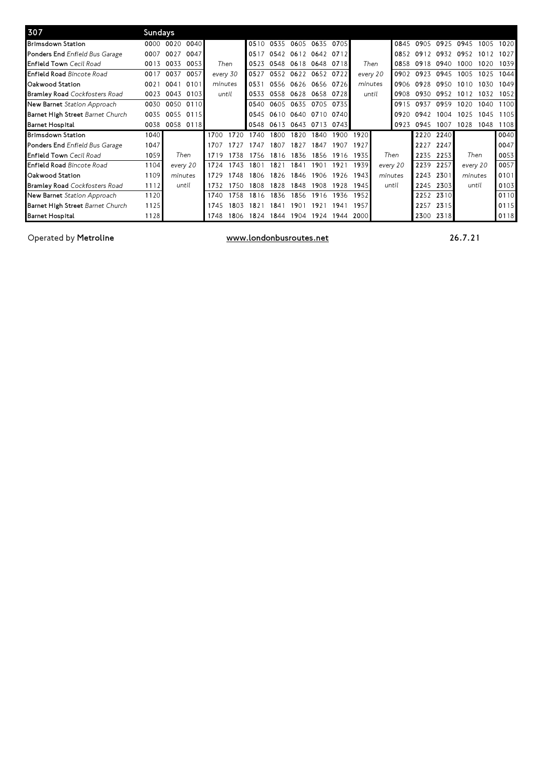| 307 | Sundays | | | | | | | | | | | | | | | | |
|---|---|---|---|---|---|---|---|---|---|---|---|---|---|---|---|---|---|
| **Brimsdown Station** | 0000 | 0020 | 0040 | | 0510 | 0535 | 0605 | 0635 | 0705 | | 0845 | 0905 | 0925 | 0945 | 1005 | 1020 |
| **Ponders End** *Enfield Bus Garage* | 0007 | 0027 | 0047 | | 0517 | 0542 | 0612 | 0642 | 0712 | | 0852 | 0912 | 0932 | 0952 | 1012 | 1027 |
| **Enfield Town** *Cecil Road* | 0013 | 0033 | 0053 | *Then* | 0523 | 0548 | 0618 | 0648 | 0718 | *Then* | 0858 | 0918 | 0940 | 1000 | 1020 | 1039 |
| **Enfield Road** *Bincote Road* | 0017 | 0037 | 0057 | *every 30* | 0527 | 0552 | 0622 | 0652 | 0722 | *every 20* | 0902 | 0923 | 0945 | 1005 | 1025 | 1044 |
| **Oakwood Station** | 0021 | 0041 | 0101 | *minutes* | 0531 | 0556 | 0626 | 0656 | 0726 | *minutes* | 0906 | 0928 | 0950 | 1010 | 1030 | 1049 |
| **Bramley Road** *Cockfosters Road* | 0023 | 0043 | 0103 | *until* | 0533 | 0558 | 0628 | 0658 | 0728 | *until* | 0908 | 0930 | 0952 | 1012 | 1032 | 1052 |
| **New Barnet** *Station Approach* | 0030 | 0050 | 0110 | | 0540 | 0605 | 0635 | 0705 | 0735 | | 0915 | 0937 | 0959 | 1020 | 1040 | 1100 |
| **Barnet High Street** *Barnet Church* | 0035 | 0055 | 0115 | | 0545 | 0610 | 0640 | 0710 | 0740 | | 0920 | 0942 | 1004 | 1025 | 1045 | 1105 |
| **Barnet Hospital** | 0038 | 0058 | 0118 | | 0548 | 0613 | 0643 | 0713 | 0743 | | 0923 | 0945 | 1007 | 1028 | 1048 | 1108 |

| | | | | | | | | | | | | | | | |
|---|---|---|---|---|---|---|---|---|---|---|---|---|---|---|---|
| **Brimsdown Station** | 1040 | | 1700 | 1720 | 1740 | 1800 | 1820 | 1840 | 1900 | 1920 | | 2220 | 2240 | | 0040 |
| **Ponders End** *Enfield Bus Garage* | 1047 | | 1707 | 1727 | 1747 | 1807 | 1827 | 1847 | 1907 | 1927 | | 2227 | 2247 | | 0047 |
| **Enfield Town** *Cecil Road* | 1059 | *Then* | 1719 | 1738 | 1756 | 1816 | 1836 | 1856 | 1916 | 1935 | *Then* | 2235 | 2253 | *Then* | 0053 |
| **Enfield Road** *Bincote Road* | 1104 | *every 20* | 1724 | 1743 | 1801 | 1821 | 1841 | 1901 | 1921 | 1939 | *every 20* | 2239 | 2257 | *every 20* | 0057 |
| **Oakwood Station** | 1109 | *minutes* | 1729 | 1748 | 1806 | 1826 | 1846 | 1906 | 1926 | 1943 | *minutes* | 2243 | 2301 | *minutes* | 0101 |
| **Bramley Road** *Cockfosters Road* | 1112 | *until* | 1732 | 1750 | 1808 | 1828 | 1848 | 1908 | 1928 | 1945 | *until* | 2245 | 2303 | *until* | 0103 |
| **New Barnet** *Station Approach* | 1120 | | 1740 | 1758 | 1816 | 1836 | 1856 | 1916 | 1936 | 1952 | | 2252 | 2310 | | 0110 |
| **Barnet High Street** *Barnet Church* | 1125 | | 1745 | 1803 | 1821 | 1841 | 1901 | 1921 | 1941 | 1957 | | 2257 | 2315 | | 0115 |
| **Barnet Hospital** | 1128 | | 1748 | 1806 | 1824 | 1844 | 1904 | 1924 | 1944 | 2000 | | 2300 | 2318 | | 0118 |

Operated by **Metroline** www.londonbusroutes.net **26.7.21**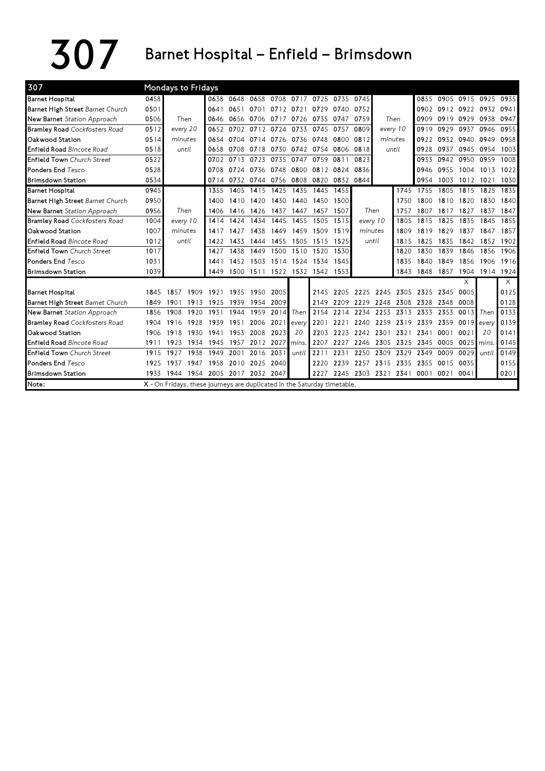# 307 Barnet Hospital – Enfield – Brimsdown

| 307 | Mondays to Fridays | | | | | | | | | | | | | | | | | |
|---|---|---|---|---|---|---|---|---|---|---|---|---|---|---|---|---|---|---|
| Barnet Hospital | 0458 | | 0638 | 0648 | 0658 | 0708 | 0717 | 0725 | 0735 | 0745 | | | 0855 | 0905 | 0915 | 0925 | 0935 |
| Barnet High Street *Barnet Church* | 0501 | | 0641 | 0651 | 0701 | 0712 | 0721 | 0729 | 0740 | 0752 | | | 0902 | 0912 | 0922 | 0932 | 0941 |
| New Barnet *Station Approach* | 0506 | Then | 0646 | 0656 | 0706 | 0717 | 0726 | 0735 | 0747 | 0759 | Then | | 0909 | 0919 | 0929 | 0938 | 0947 |
| Bramley Road *Cockfosters Road* | 0512 | every 20 | 0652 | 0702 | 0712 | 0724 | 0733 | 0745 | 0757 | 0809 | every 10 | | 0919 | 0929 | 0937 | 0946 | 0955 |
| Oakwood Station | 0514 | minutes | 0654 | 0704 | 0714 | 0726 | 0736 | 0748 | 0800 | 0812 | minutes | | 0922 | 0932 | 0940 | 0949 | 0958 |
| Enfield Road *Bincote Road* | 0518 | until | 0658 | 0708 | 0718 | 0730 | 0742 | 0754 | 0806 | 0818 | until | | 0928 | 0937 | 0945 | 0954 | 1003 |
| Enfield Town *Church Street* | 0522 | | 0702 | 0713 | 0723 | 0735 | 0747 | 0759 | 0811 | 0823 | | | 0933 | 0942 | 0950 | 0959 | 1008 |
| Ponders End *Tesco* | 0528 | | 0708 | 0724 | 0736 | 0748 | 0800 | 0812 | 0824 | 0836 | | | 0946 | 0955 | 1004 | 1013 | 1022 |
| Brimsdown Station | 0534 | | 0714 | 0732 | 0744 | 0756 | 0808 | 0820 | 0832 | 0844 | | | 0954 | 1003 | 1012 | 1021 | 1030 |
| Barnet Hospital | 0945 | | 1355 | 1405 | 1415 | 1425 | 1435 | 1445 | 1455 | | | 1745 | 1755 | 1805 | 1815 | 1825 | 1835 |
| Barnet High Street *Barnet Church* | 0950 | | 1400 | 1410 | 1420 | 1430 | 1440 | 1450 | 1500 | | | 1750 | 1800 | 1810 | 1820 | 1830 | 1840 |
| New Barnet *Station Approach* | 0956 | Then | 1406 | 1416 | 1426 | 1437 | 1447 | 1457 | 1507 | Then | | 1757 | 1807 | 1817 | 1827 | 1837 | 1847 |
| Bramley Road *Cockfosters Road* | 1004 | every 10 | 1414 | 1424 | 1434 | 1445 | 1455 | 1505 | 1515 | every 10 | | 1805 | 1815 | 1825 | 1835 | 1845 | 1855 |
| Oakwood Station | 1007 | minutes | 1417 | 1427 | 1438 | 1449 | 1459 | 1509 | 1519 | minutes | | 1809 | 1819 | 1829 | 1837 | 1847 | 1857 |
| Enfield Road *Bincote Road* | 1012 | until | 1422 | 1433 | 1444 | 1455 | 1505 | 1515 | 1525 | until | | 1815 | 1825 | 1835 | 1842 | 1852 | 1902 |
| Enfield Town *Church Street* | 1017 | | 1427 | 1438 | 1449 | 1500 | 1510 | 1520 | 1530 | | | 1820 | 1830 | 1839 | 1846 | 1856 | 1906 |
| Ponders End *Tesco* | 1031 | | 1441 | 1452 | 1503 | 1514 | 1524 | 1534 | 1545 | | | 1835 | 1840 | 1849 | 1856 | 1906 | 1916 |
| Brimsdown Station | 1039 | | 1449 | 1500 | 1511 | 1522 | 1532 | 1542 | 1553 | | | 1843 | 1848 | 1857 | 1904 | 1914 | 1924 |

| | | | | | | | | | | | | | | | | | | |
|---|---|---|---|---|---|---|---|---|---|---|---|---|---|---|---|---|---|---|
| | | | | | | | | | | | | | | | X | | X |
| Barnet Hospital | 1845 | 1857 | 1909 | 1921 | 1935 | 1950 | 2005 | | 2145 | 2205 | 2225 | 2245 | 2305 | 2325 | 2345 | 0005 | | 0125 |
| Barnet High Street *Barnet Church* | 1849 | 1901 | 1913 | 1925 | 1939 | 1954 | 2009 | | 2149 | 2209 | 2229 | 2248 | 2308 | 2328 | 2348 | 0008 | | 0128 |
| New Barnet *Station Approach* | 1856 | 1908 | 1920 | 1931 | 1944 | 1959 | 2014 | Then | 2154 | 2214 | 2234 | 2253 | 2313 | 2333 | 2353 | 0013 | Then | 0133 |
| Bramley Road *Cockfosters Road* | 1904 | 1916 | 1928 | 1939 | 1951 | 2006 | 2021 | every | 2201 | 2221 | 2240 | 2259 | 2319 | 2339 | 2359 | 0019 | every | 0139 |
| Oakwood Station | 1906 | 1918 | 1930 | 1941 | 1953 | 2008 | 2023 | 20 | 2203 | 2223 | 2242 | 2301 | 2321 | 2341 | 0001 | 0021 | 20 | 0141 |
| Enfield Road *Bincote Road* | 1911 | 1923 | 1934 | 1945 | 1957 | 2012 | 2027 | mins. | 2207 | 2227 | 2246 | 2305 | 2325 | 2345 | 0005 | 0025 | mins. | 0145 |
| Enfield Town *Church Street* | 1915 | 1927 | 1938 | 1949 | 2001 | 2016 | 2031 | until | 2211 | 2231 | 2250 | 2309 | 2329 | 2349 | 0009 | 0029 | until | 0149 |
| Ponders End *Tesco* | 1925 | 1937 | 1947 | 1958 | 2010 | 2025 | 2040 | | 2220 | 2239 | 2257 | 2315 | 2335 | 2355 | 0015 | 0035 | | 0155 |
| Brimsdown Station | 1933 | 1944 | 1954 | 2005 | 2017 | 2032 | 2047 | | 2227 | 2245 | 2303 | 2321 | 2341 | 0001 | 0021 | 0041 | | 0201 |

Note: X - On Fridays, these journeys are duplicated in the Saturday timetable.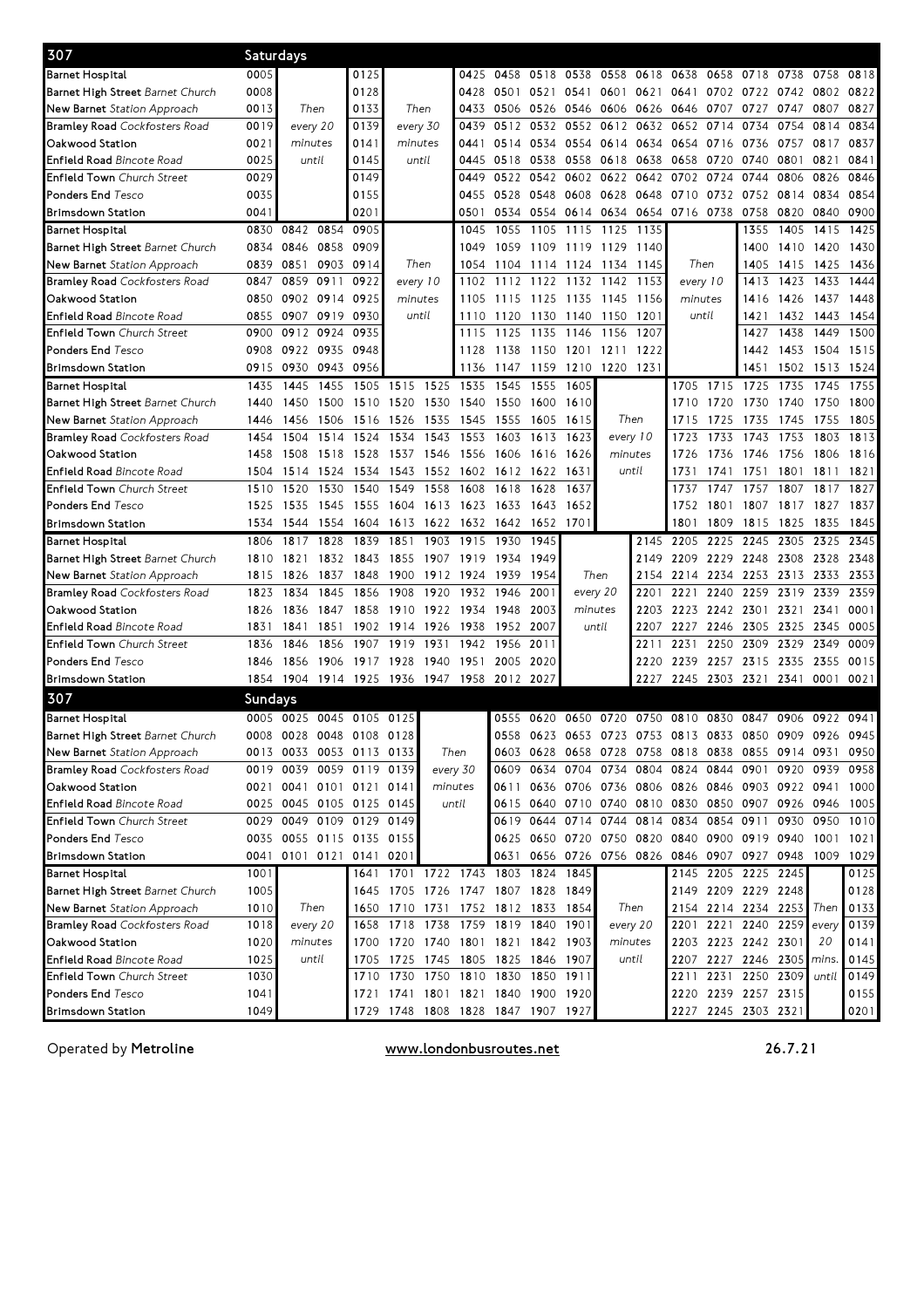## 307 Saturdays

| | | | | | | | | | | | | | | | | | | |
|---|---|---|---|---|---|---|---|---|---|---|---|---|---|---|---|---|---|---|
| **Barnet Hospital** | 0005 | | 0125 | | 0425 | 0458 | 0518 | 0538 | 0558 | 0618 | 0638 | 0658 | 0718 | 0738 | 0758 | 0818 |
| **Barnet High Street** *Barnet Church* | 0008 | | 0128 | | 0428 | 0501 | 0521 | 0541 | 0601 | 0621 | 0641 | 0702 | 0722 | 0742 | 0802 | 0822 |
| **New Barnet** *Station Approach* | 0013 | Then | 0133 | Then | 0433 | 0506 | 0526 | 0546 | 0606 | 0626 | 0646 | 0707 | 0727 | 0747 | 0807 | 0827 |
| **Bramley Road** *Cockfosters Road* | 0019 | every 20 | 0139 | every 30 | 0439 | 0512 | 0532 | 0552 | 0612 | 0632 | 0652 | 0714 | 0734 | 0754 | 0814 | 0834 |
| **Oakwood Station** | 0021 | minutes | 0141 | minutes | 0441 | 0514 | 0534 | 0554 | 0614 | 0634 | 0654 | 0716 | 0736 | 0757 | 0817 | 0837 |
| **Enfield Road** *Bincote Road* | 0025 | until | 0145 | until | 0445 | 0518 | 0538 | 0558 | 0618 | 0638 | 0658 | 0720 | 0740 | 0801 | 0821 | 0841 |
| **Enfield Town** *Church Street* | 0029 | | 0149 | | 0449 | 0522 | 0542 | 0602 | 0622 | 0642 | 0702 | 0724 | 0744 | 0806 | 0826 | 0846 |
| **Ponders End** *Tesco* | 0035 | | 0155 | | 0455 | 0528 | 0548 | 0608 | 0628 | 0648 | 0710 | 0732 | 0752 | 0814 | 0834 | 0854 |
| **Brimsdown Station** | 0041 | | 0201 | | 0501 | 0534 | 0554 | 0614 | 0634 | 0654 | 0716 | 0738 | 0758 | 0820 | 0840 | 0900 |

| | | | | | | | | | | | | | | | | | |
|---|---|---|---|---|---|---|---|---|---|---|---|---|---|---|---|---|---|
| **Barnet Hospital** | 0830 | 0842 | 0854 | 0905 | | 1045 | 1055 | 1105 | 1115 | 1125 | 1135 | | 1355 | 1405 | 1415 | 1425 |
| **Barnet High Street** *Barnet Church* | 0834 | 0846 | 0858 | 0909 | | 1049 | 1059 | 1109 | 1119 | 1129 | 1140 | | 1400 | 1410 | 1420 | 1430 |
| **New Barnet** *Station Approach* | 0839 | 0851 | 0903 | 0914 | Then | 1054 | 1104 | 1114 | 1124 | 1134 | 1145 | Then | 1405 | 1415 | 1425 | 1436 |
| **Bramley Road** *Cockfosters Road* | 0847 | 0859 | 0911 | 0922 | every 10 | 1102 | 1112 | 1122 | 1132 | 1142 | 1153 | every 10 | 1413 | 1423 | 1433 | 1444 |
| **Oakwood Station** | 0850 | 0902 | 0914 | 0925 | minutes | 1105 | 1115 | 1125 | 1135 | 1145 | 1156 | minutes | 1416 | 1426 | 1437 | 1448 |
| **Enfield Road** *Bincote Road* | 0855 | 0907 | 0919 | 0930 | until | 1110 | 1120 | 1130 | 1140 | 1150 | 1201 | until | 1421 | 1432 | 1443 | 1454 |
| **Enfield Town** *Church Street* | 0900 | 0912 | 0924 | 0935 | | 1115 | 1125 | 1135 | 1146 | 1156 | 1207 | | 1427 | 1438 | 1449 | 1500 |
| **Ponders End** *Tesco* | 0908 | 0922 | 0935 | 0948 | | 1128 | 1138 | 1150 | 1201 | 1211 | 1222 | | 1442 | 1453 | 1504 | 1515 |
| **Brimsdown Station** | 0915 | 0930 | 0943 | 0956 | | 1136 | 1147 | 1159 | 1210 | 1220 | 1231 | | 1451 | 1502 | 1513 | 1524 |

| | | | | | | | | | | | | | | | | | |
|---|---|---|---|---|---|---|---|---|---|---|---|---|---|---|---|---|---|
| **Barnet Hospital** | 1435 | 1445 | 1455 | 1505 | 1515 | 1525 | 1535 | 1545 | 1555 | 1605 | | 1705 | 1715 | 1725 | 1735 | 1745 | 1755 |
| **Barnet High Street** *Barnet Church* | 1440 | 1450 | 1500 | 1510 | 1520 | 1530 | 1540 | 1550 | 1600 | 1610 | | 1710 | 1720 | 1730 | 1740 | 1750 | 1800 |
| **New Barnet** *Station Approach* | 1446 | 1456 | 1506 | 1516 | 1526 | 1535 | 1545 | 1555 | 1605 | 1615 | Then | 1715 | 1725 | 1735 | 1745 | 1755 | 1805 |
| **Bramley Road** *Cockfosters Road* | 1454 | 1504 | 1514 | 1524 | 1534 | 1543 | 1553 | 1603 | 1613 | 1623 | every 10 | 1723 | 1733 | 1743 | 1753 | 1803 | 1813 |
| **Oakwood Station** | 1458 | 1508 | 1518 | 1528 | 1537 | 1546 | 1556 | 1606 | 1616 | 1626 | minutes | 1726 | 1736 | 1746 | 1756 | 1806 | 1816 |
| **Enfield Road** *Bincote Road* | 1504 | 1514 | 1524 | 1534 | 1543 | 1552 | 1602 | 1612 | 1622 | 1631 | until | 1731 | 1741 | 1751 | 1801 | 1811 | 1821 |
| **Enfield Town** *Church Street* | 1510 | 1520 | 1530 | 1540 | 1549 | 1558 | 1608 | 1618 | 1628 | 1637 | | 1737 | 1747 | 1757 | 1807 | 1817 | 1827 |
| **Ponders End** *Tesco* | 1525 | 1535 | 1545 | 1555 | 1604 | 1613 | 1623 | 1633 | 1643 | 1652 | | 1752 | 1801 | 1807 | 1817 | 1827 | 1837 |
| **Brimsdown Station** | 1534 | 1544 | 1554 | 1604 | 1613 | 1622 | 1632 | 1642 | 1652 | 1701 | | 1801 | 1809 | 1815 | 1825 | 1835 | 1845 |

| | | | | | | | | | | | | | | | | | |
|---|---|---|---|---|---|---|---|---|---|---|---|---|---|---|---|---|---|
| **Barnet Hospital** | 1806 | 1817 | 1828 | 1839 | 1851 | 1903 | 1915 | 1930 | 1945 | | 2145 | 2205 | 2225 | 2245 | 2305 | 2325 | 2345 |
| **Barnet High Street** *Barnet Church* | 1810 | 1821 | 1832 | 1843 | 1855 | 1907 | 1919 | 1934 | 1949 | | 2149 | 2209 | 2229 | 2248 | 2308 | 2328 | 2348 |
| **New Barnet** *Station Approach* | 1815 | 1826 | 1837 | 1848 | 1900 | 1912 | 1924 | 1939 | 1954 | Then | 2154 | 2214 | 2234 | 2253 | 2313 | 2333 | 2353 |
| **Bramley Road** *Cockfosters Road* | 1823 | 1834 | 1845 | 1856 | 1908 | 1920 | 1932 | 1946 | 2001 | every 20 | 2201 | 2221 | 2240 | 2259 | 2319 | 2339 | 2359 |
| **Oakwood Station** | 1826 | 1836 | 1847 | 1858 | 1910 | 1922 | 1934 | 1948 | 2003 | minutes | 2203 | 2223 | 2242 | 2301 | 2321 | 2341 | 0001 |
| **Enfield Road** *Bincote Road* | 1831 | 1841 | 1851 | 1902 | 1914 | 1926 | 1938 | 1952 | 2007 | until | 2207 | 2227 | 2246 | 2305 | 2325 | 2345 | 0005 |
| **Enfield Town** *Church Street* | 1836 | 1846 | 1856 | 1907 | 1919 | 1931 | 1942 | 1956 | 2011 | | 2211 | 2231 | 2250 | 2309 | 2329 | 2349 | 0009 |
| **Ponders End** *Tesco* | 1846 | 1856 | 1906 | 1917 | 1928 | 1940 | 1951 | 2005 | 2020 | | 2220 | 2239 | 2257 | 2315 | 2335 | 2355 | 0015 |
| **Brimsdown Station** | 1854 | 1904 | 1914 | 1925 | 1936 | 1947 | 1958 | 2012 | 2027 | | 2227 | 2245 | 2303 | 2321 | 2341 | 0001 | 0021 |

## 307 Sundays

| | | | | | | | | | | | | | | | | | | |
|---|---|---|---|---|---|---|---|---|---|---|---|---|---|---|---|---|---|---|
| **Barnet Hospital** | 0005 | 0025 | 0045 | 0105 | 0125 | | 0555 | 0620 | 0650 | 0720 | 0750 | 0810 | 0830 | 0847 | 0906 | 0922 | 0941 |
| **Barnet High Street** *Barnet Church* | 0008 | 0028 | 0048 | 0108 | 0128 | | 0558 | 0623 | 0653 | 0723 | 0753 | 0813 | 0833 | 0850 | 0909 | 0926 | 0945 |
| **New Barnet** *Station Approach* | 0013 | 0033 | 0053 | 0113 | 0133 | Then | 0603 | 0628 | 0658 | 0728 | 0758 | 0818 | 0838 | 0855 | 0914 | 0931 | 0950 |
| **Bramley Road** *Cockfosters Road* | 0019 | 0039 | 0059 | 0119 | 0139 | every 30 | 0609 | 0634 | 0704 | 0734 | 0804 | 0824 | 0844 | 0901 | 0920 | 0939 | 0958 |
| **Oakwood Station** | 0021 | 0041 | 0101 | 0121 | 0141 | minutes | 0611 | 0636 | 0706 | 0736 | 0806 | 0826 | 0846 | 0903 | 0922 | 0941 | 1000 |
| **Enfield Road** *Bincote Road* | 0025 | 0045 | 0105 | 0125 | 0145 | until | 0615 | 0640 | 0710 | 0740 | 0810 | 0830 | 0850 | 0907 | 0926 | 0946 | 1005 |
| **Enfield Town** *Church Street* | 0029 | 0049 | 0109 | 0129 | 0149 | | 0619 | 0644 | 0714 | 0744 | 0814 | 0834 | 0854 | 0911 | 0930 | 0950 | 1010 |
| **Ponders End** *Tesco* | 0035 | 0055 | 0115 | 0135 | 0155 | | 0625 | 0650 | 0720 | 0750 | 0820 | 0840 | 0900 | 0919 | 0940 | 1001 | 1021 |
| **Brimsdown Station** | 0041 | 0101 | 0121 | 0141 | 0201 | | 0631 | 0656 | 0726 | 0756 | 0826 | 0846 | 0907 | 0927 | 0948 | 1009 | 1029 |

| | | | | | | | | | | | | | | | | |
|---|---|---|---|---|---|---|---|---|---|---|---|---|---|---|---|---|
| **Barnet Hospital** | 1001 | | 1641 | 1701 | 1722 | 1743 | 1803 | 1824 | 1845 | | 2145 | 2205 | 2225 | 2245 | | 0125 |
| **Barnet High Street** *Barnet Church* | 1005 | | 1645 | 1705 | 1726 | 1747 | 1807 | 1828 | 1849 | | 2149 | 2209 | 2229 | 2248 | | 0128 |
| **New Barnet** *Station Approach* | 1010 | Then | 1650 | 1710 | 1731 | 1752 | 1812 | 1833 | 1854 | Then | 2154 | 2214 | 2234 | 2253 | Then | 0133 |
| **Bramley Road** *Cockfosters Road* | 1018 | every 20 | 1658 | 1718 | 1738 | 1759 | 1819 | 1840 | 1901 | every 20 | 2201 | 2221 | 2240 | 2259 | every | 0139 |
| **Oakwood Station** | 1020 | minutes | 1700 | 1720 | 1740 | 1801 | 1821 | 1842 | 1903 | minutes | 2203 | 2223 | 2242 | 2301 | 20 | 0141 |
| **Enfield Road** *Bincote Road* | 1025 | until | 1705 | 1725 | 1745 | 1805 | 1825 | 1846 | 1907 | until | 2207 | 2227 | 2246 | 2305 | mins. | 0145 |
| **Enfield Town** *Church Street* | 1030 | | 1710 | 1730 | 1750 | 1810 | 1830 | 1850 | 1911 | | 2211 | 2231 | 2250 | 2309 | until | 0149 |
| **Ponders End** *Tesco* | 1041 | | 1721 | 1741 | 1801 | 1821 | 1840 | 1900 | 1920 | | 2220 | 2239 | 2257 | 2315 | | 0155 |
| **Brimsdown Station** | 1049 | | 1729 | 1748 | 1808 | 1828 | 1847 | 1907 | 1927 | | 2227 | 2245 | 2303 | 2321 | | 0201 |

Operated by **Metroline** www.londonbusroutes.net 26.7.21